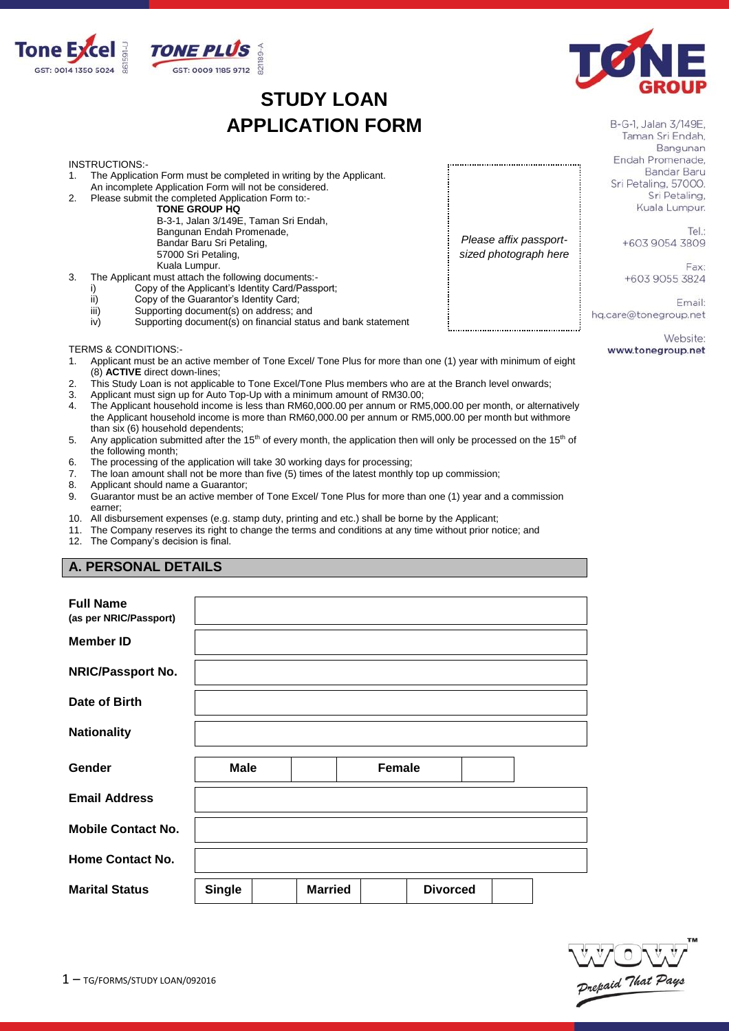Tone Excel GST: 0014 1350 5024 861591-U

TONE PLUS GST: 0009 1185 9712 821189-A

TONE GROUP

# STUDY LOAN APPLICATION FORM

B-G-1, Jalan 3/149E,
Taman Sri Endah,
Bangunan
Endah Promenade,
Bandar Baru
Sri Petaling, 57000.
Sri Petaling,
Kuala Lumpur.

Tel.:
+603 9054 3809

Fax:
+603 9055 3824

Email:
hq.care@tonegroup.net

Website:
**www.tonegroup.net**

INSTRUCTIONS:-

1. The Application Form must be completed in writing by the Applicant. An incomplete Application Form will not be considered.
2. Please submit the completed Application Form to:-

   **TONE GROUP HQ**
   B-3-1, Jalan 3/149E, Taman Sri Endah,
   Bangunan Endah Promenade,
   Bandar Baru Sri Petaling,
   57000 Sri Petaling,
   Kuala Lumpur.
3. The Applicant must attach the following documents:-
   - i) Copy of the Applicant's Identity Card/Passport;
   - ii) Copy of the Guarantor's Identity Card;
   - iii) Supporting document(s) on address; and
   - iv) Supporting document(s) on financial status and bank statement

*Please affix passport-sized photograph here*

TERMS & CONDITIONS:-

1. Applicant must be an active member of Tone Excel/ Tone Plus for more than one (1) year with minimum of eight (8) **ACTIVE** direct down-lines;
2. This Study Loan is not applicable to Tone Excel/Tone Plus members who are at the Branch level onwards;
3. Applicant must sign up for Auto Top-Up with a minimum amount of RM30.00;
4. The Applicant household income is less than RM60,000.00 per annum or RM5,000.00 per month, or alternatively the Applicant household income is more than RM60,000.00 per annum or RM5,000.00 per month but withmore than six (6) household dependents;
5. Any application submitted after the 15th of every month, the application then will only be processed on the 15th of the following month;
6. The processing of the application will take 30 working days for processing;
7. The loan amount shall not be more than five (5) times of the latest monthly top up commission;
8. Applicant should name a Guarantor;
9. Guarantor must be an active member of Tone Excel/ Tone Plus for more than one (1) year and a commission earner;
10. All disbursement expenses (e.g. stamp duty, printing and etc.) shall be borne by the Applicant;
11. The Company reserves its right to change the terms and conditions at any time without prior notice; and
12. The Company's decision is final.

## A. PERSONAL DETAILS

| | |
|---|---|
| **Full Name** (as per NRIC/Passport) | |
| **Member ID** | |
| **NRIC/Passport No.** | |
| **Date of Birth** | |
| **Nationality** | |
| **Gender** | **Male** ☐ **Female** ☐ |
| **Email Address** | |
| **Mobile Contact No.** | |
| **Home Contact No.** | |
| **Marital Status** | **Single** ☐ **Married** ☐ **Divorced** ☐ |

WOW™ *Prepaid That Pays*

TG/FORMS/STUDY LOAN/092016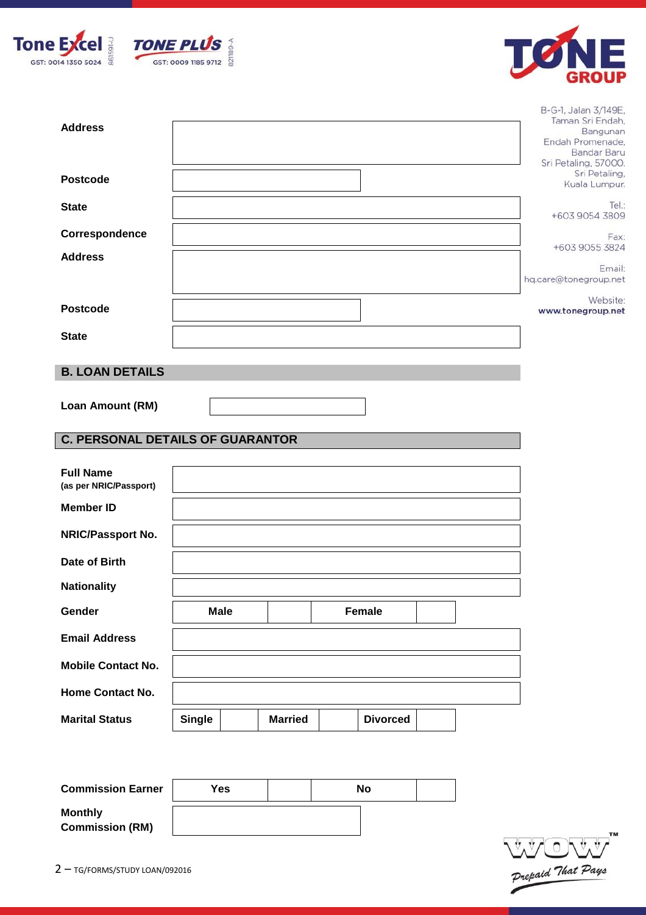B-G-1, Jalan 3/149E, Taman Sri Endah, Bangunan Endah Promenade, Bandar Baru Sri Petaling, 57000, Sri Petaling, Kuala Lumpur.

Tel.: +603 9054 3809

Fax: +603 9055 3824

Email: hq.care@tonegroup.net

Website: www.tonegroup.net

| | |
|---|---|
| **Address** | |
| **Postcode** | |
| **State** | |
| **Correspondence Address** | |
| **Postcode** | |
| **State** | |

## B. LOAN DETAILS

| | |
|---|---|
| **Loan Amount (RM)** | |

## C. PERSONAL DETAILS OF GUARANTOR

| | |
|---|---|
| **Full Name** (as per NRIC/Passport) | |
| **Member ID** | |
| **NRIC/Passport No.** | |
| **Date of Birth** | |
| **Nationality** | |
| **Gender** | Male [ ] Female [ ] |
| **Email Address** | |
| **Mobile Contact No.** | |
| **Home Contact No.** | |
| **Marital Status** | Single [ ] Married [ ] Divorced [ ] |

| | |
|---|---|
| **Commission Earner** | Yes [ ] No [ ] |
| **Monthly Commission (RM)** | |

TG/FORMS/STUDY LOAN/092016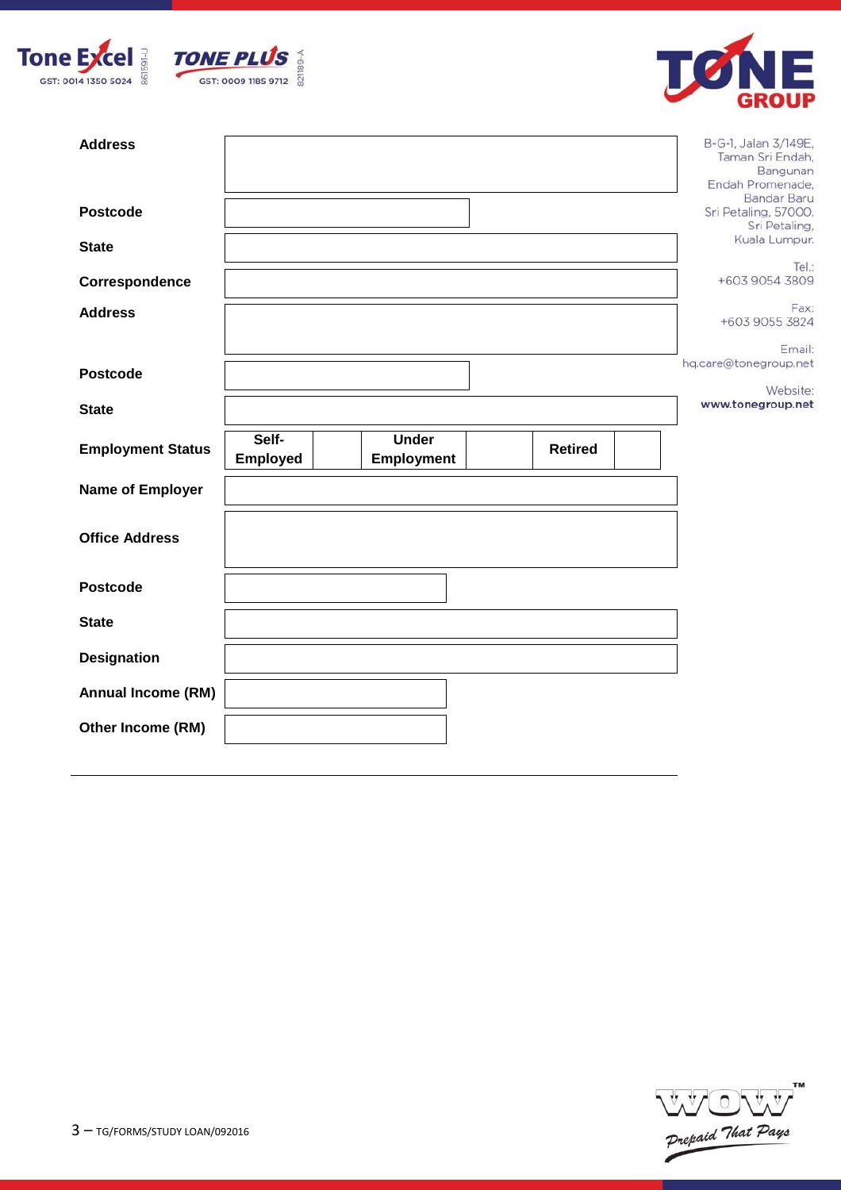| | |
|---|---|
| **Address** | |
| **Postcode** | |
| **State** | |
| **Correspondence Address** | |
| **Postcode** | |
| **State** | |

| | | | | | | |
|---|---|---|---|---|---|---|
| **Employment Status** | **Self-Employed** | | **Under Employment** | | **Retired** | |

| | |
|---|---|
| **Name of Employer** | |
| **Office Address** | |
| **Postcode** | |
| **State** | |
| **Designation** | |
| **Annual Income (RM)** | |
| **Other Income (RM)** | |

B-G-1, Jalan 3/149E, Taman Sri Endah, Bangunan Endah Promenade, Bandar Baru Sri Petaling, 57000, Sri Petaling, Kuala Lumpur.

Tel.: +603 9054 3809

Fax: +603 9055 3824

Email: hq.care@tonegroup.net

Website: www.tonegroup.net

TG/FORMS/STUDY LOAN/092016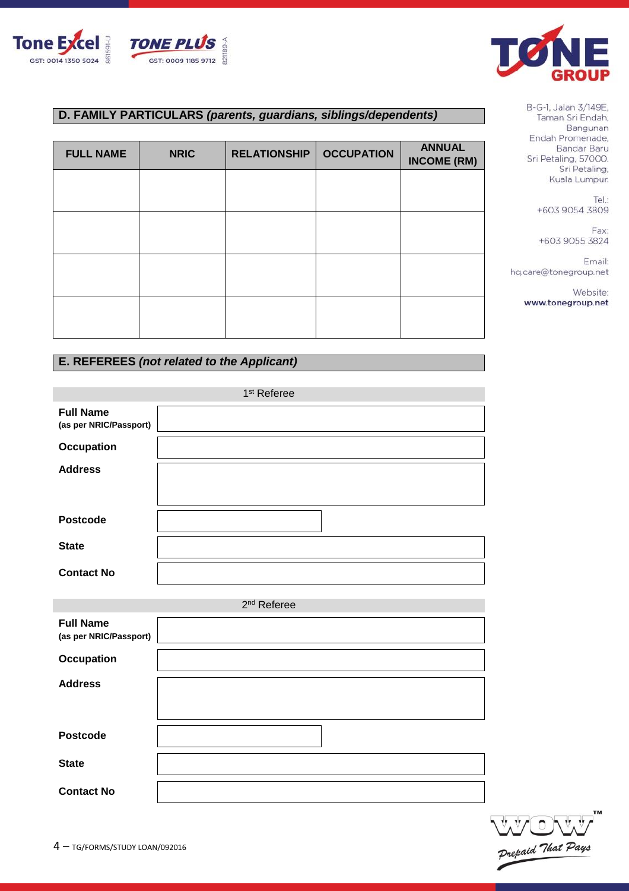Tone Excel GST: 0014 1350 5024 861591-U

TONE PLUS GST: 0009 1185 9712 821189-A

TONE GROUP

B-G-1, Jalan 3/149E,
Taman Sri Endah,
Bangunan
Endah Promenade,
Bandar Baru
Sri Petaling, 57000.
Sri Petaling,
Kuala Lumpur.

Tel.:
+603 9054 3809

Fax:
+603 9055 3824

Email:
hq.care@tonegroup.net

Website:
www.tonegroup.net

## D. FAMILY PARTICULARS *(parents, guardians, siblings/dependents)*

| FULL NAME | NRIC | RELATIONSHIP | OCCUPATION | ANNUAL INCOME (RM) |
|---|---|---|---|---|
| | | | | |
| | | | | |
| | | | | |
| | | | | |

## E. REFEREES *(not related to the Applicant)*

### 1st Referee

| | |
|---|---|
| **Full Name (as per NRIC/Passport)** | |
| **Occupation** | |
| **Address** | |
| **Postcode** | |
| **State** | |
| **Contact No** | |

### 2nd Referee

| | |
|---|---|
| **Full Name (as per NRIC/Passport)** | |
| **Occupation** | |
| **Address** | |
| **Postcode** | |
| **State** | |
| **Contact No** | |

TG/FORMS/STUDY LOAN/092016

WOW™ Prepaid That Pays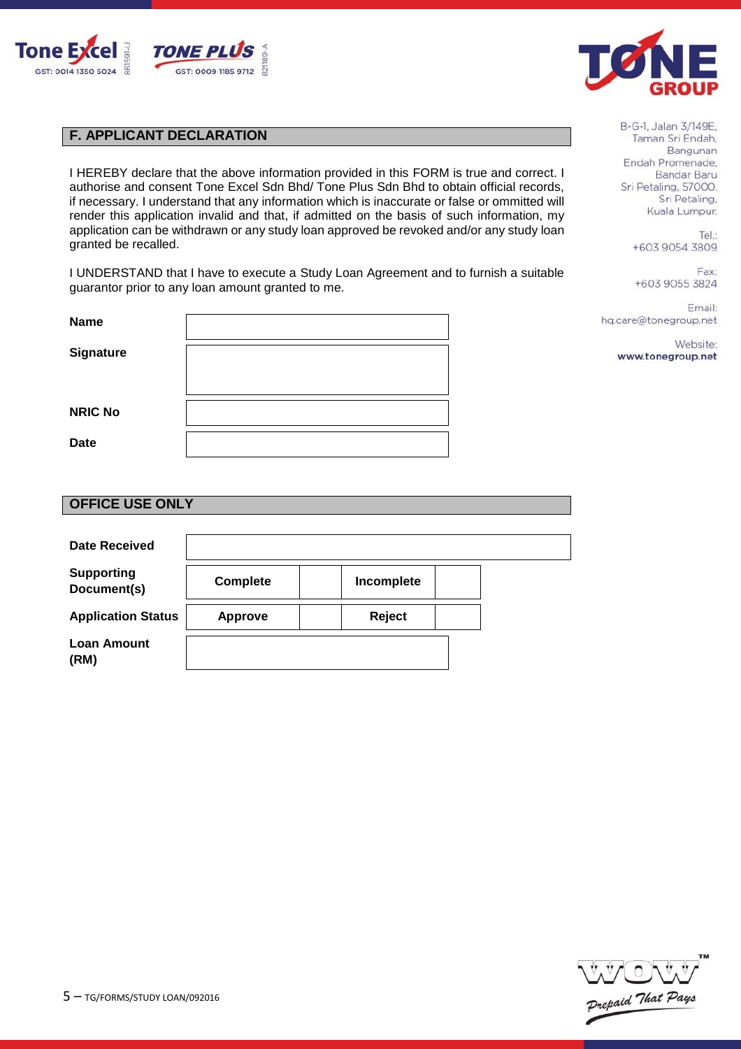Tone Excel 861591-U GST: 0014 1350 5024

TONE PLUS 821189-A GST: 0009 1185 9712

TONE GROUP

B-G-1, Jalan 3/149E,
Taman Sri Endah,
Bangunan
Endah Promenade,
Bandar Baru
Sri Petaling, 57000.
Sri Petaling,
Kuala Lumpur.

Tel.:
+603 9054 3809

Fax:
+603 9055 3824

Email:
hq.care@tonegroup.net

Website:
www.tonegroup.net

## F. APPLICANT DECLARATION

I HEREBY declare that the above information provided in this FORM is true and correct. I authorise and consent Tone Excel Sdn Bhd/ Tone Plus Sdn Bhd to obtain official records, if necessary. I understand that any information which is inaccurate or false or ommitted will render this application invalid and that, if admitted on the basis of such information, my application can be withdrawn or any study loan approved be revoked and/or any study loan granted be recalled.

I UNDERSTAND that I have to execute a Study Loan Agreement and to furnish a suitable guarantor prior to any loan amount granted to me.

| | |
|---|---|
| **Name** | |
| **Signature** | |
| **NRIC No** | |
| **Date** | |

## OFFICE USE ONLY

| | | | | |
|---|---|---|---|---|
| **Date Received** | | | | |
| **Supporting Document(s)** | **Complete** | | **Incomplete** | |
| **Application Status** | **Approve** | | **Reject** | |
| **Loan Amount (RM)** | | | | |

TG/FORMS/STUDY LOAN/092016

WOW™ Prepaid That Pays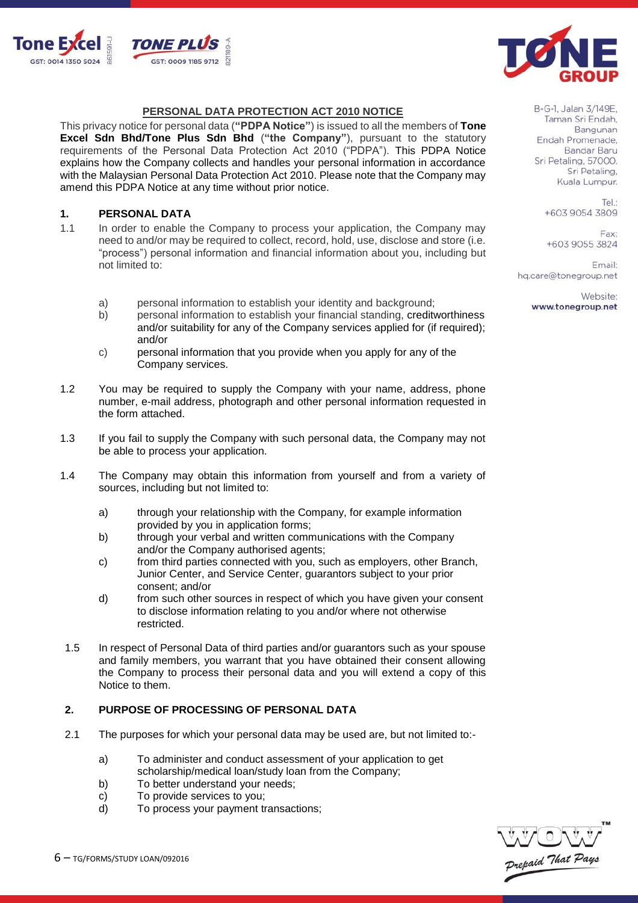## PERSONAL DATA PROTECTION ACT 2010 NOTICE

This privacy notice for personal data (**"PDPA Notice"**) is issued to all the members of **Tone Excel Sdn Bhd/Tone Plus Sdn Bhd** (**"the Company"**), pursuant to the statutory requirements of the Personal Data Protection Act 2010 ("PDPA"). This PDPA Notice explains how the Company collects and handles your personal information in accordance with the Malaysian Personal Data Protection Act 2010. Please note that the Company may amend this PDPA Notice at any time without prior notice.

### 1. PERSONAL DATA

1.1 In order to enable the Company to process your application, the Company may need to and/or may be required to collect, record, hold, use, disclose and store (i.e. "process") personal information and financial information about you, including but not limited to:

- a) personal information to establish your identity and background;
- b) personal information to establish your financial standing, creditworthiness and/or suitability for any of the Company services applied for (if required); and/or
- c) personal information that you provide when you apply for any of the Company services.

1.2 You may be required to supply the Company with your name, address, phone number, e-mail address, photograph and other personal information requested in the form attached.

1.3 If you fail to supply the Company with such personal data, the Company may not be able to process your application.

1.4 The Company may obtain this information from yourself and from a variety of sources, including but not limited to:

- a) through your relationship with the Company, for example information provided by you in application forms;
- b) through your verbal and written communications with the Company and/or the Company authorised agents;
- c) from third parties connected with you, such as employers, other Branch, Junior Center, and Service Center, guarantors subject to your prior consent; and/or
- d) from such other sources in respect of which you have given your consent to disclose information relating to you and/or where not otherwise restricted.

1.5 In respect of Personal Data of third parties and/or guarantors such as your spouse and family members, you warrant that you have obtained their consent allowing the Company to process their personal data and you will extend a copy of this Notice to them.

### 2. PURPOSE OF PROCESSING OF PERSONAL DATA

2.1 The purposes for which your personal data may be used are, but not limited to:-

- a) To administer and conduct assessment of your application to get scholarship/medical loan/study loan from the Company;
- b) To better understand your needs;
- c) To provide services to you;
- d) To process your payment transactions;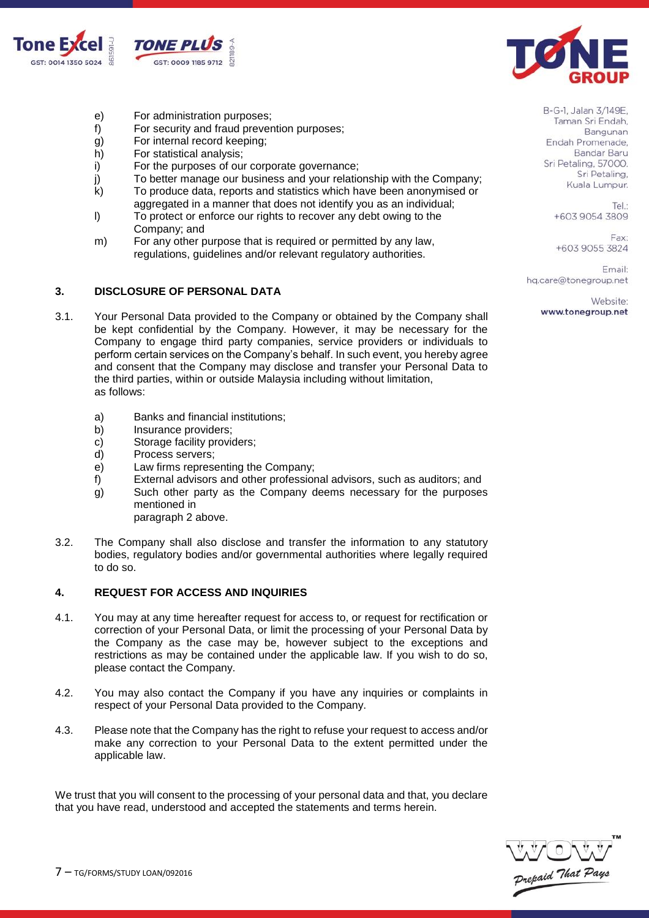e) For administration purposes;
f) For security and fraud prevention purposes;
g) For internal record keeping;
h) For statistical analysis;
i) For the purposes of our corporate governance;
j) To better manage our business and your relationship with the Company;
k) To produce data, reports and statistics which have been anonymised or aggregated in a manner that does not identify you as an individual;
l) To protect or enforce our rights to recover any debt owing to the Company; and
m) For any other purpose that is required or permitted by any law, regulations, guidelines and/or relevant regulatory authorities.

B-G-1, Jalan 3/149E,
Taman Sri Endah,
Bangunan
Endah Promenade,
Bandar Baru
Sri Petaling, 57000.
Sri Petaling,
Kuala Lumpur.

Tel.:
+603 9054 3809

Fax:
+603 9055 3824

Email:
hq.care@tonegroup.net

Website:
www.tonegroup.net

## 3. DISCLOSURE OF PERSONAL DATA

3.1. Your Personal Data provided to the Company or obtained by the Company shall be kept confidential by the Company. However, it may be necessary for the Company to engage third party companies, service providers or individuals to perform certain services on the Company's behalf. In such event, you hereby agree and consent that the Company may disclose and transfer your Personal Data to the third parties, within or outside Malaysia including without limitation, as follows:

a) Banks and financial institutions;
b) Insurance providers;
c) Storage facility providers;
d) Process servers;
e) Law firms representing the Company;
f) External advisors and other professional advisors, such as auditors; and
g) Such other party as the Company deems necessary for the purposes mentioned in paragraph 2 above.

3.2. The Company shall also disclose and transfer the information to any statutory bodies, regulatory bodies and/or governmental authorities where legally required to do so.

## 4. REQUEST FOR ACCESS AND INQUIRIES

4.1. You may at any time hereafter request for access to, or request for rectification or correction of your Personal Data, or limit the processing of your Personal Data by the Company as the case may be, however subject to the exceptions and restrictions as may be contained under the applicable law. If you wish to do so, please contact the Company.

4.2. You may also contact the Company if you have any inquiries or complaints in respect of your Personal Data provided to the Company.

4.3. Please note that the Company has the right to refuse your request to access and/or make any correction to your Personal Data to the extent permitted under the applicable law.

We trust that you will consent to the processing of your personal data and that, you declare that you have read, understood and accepted the statements and terms herein.

7 – TG/FORMS/STUDY LOAN/092016